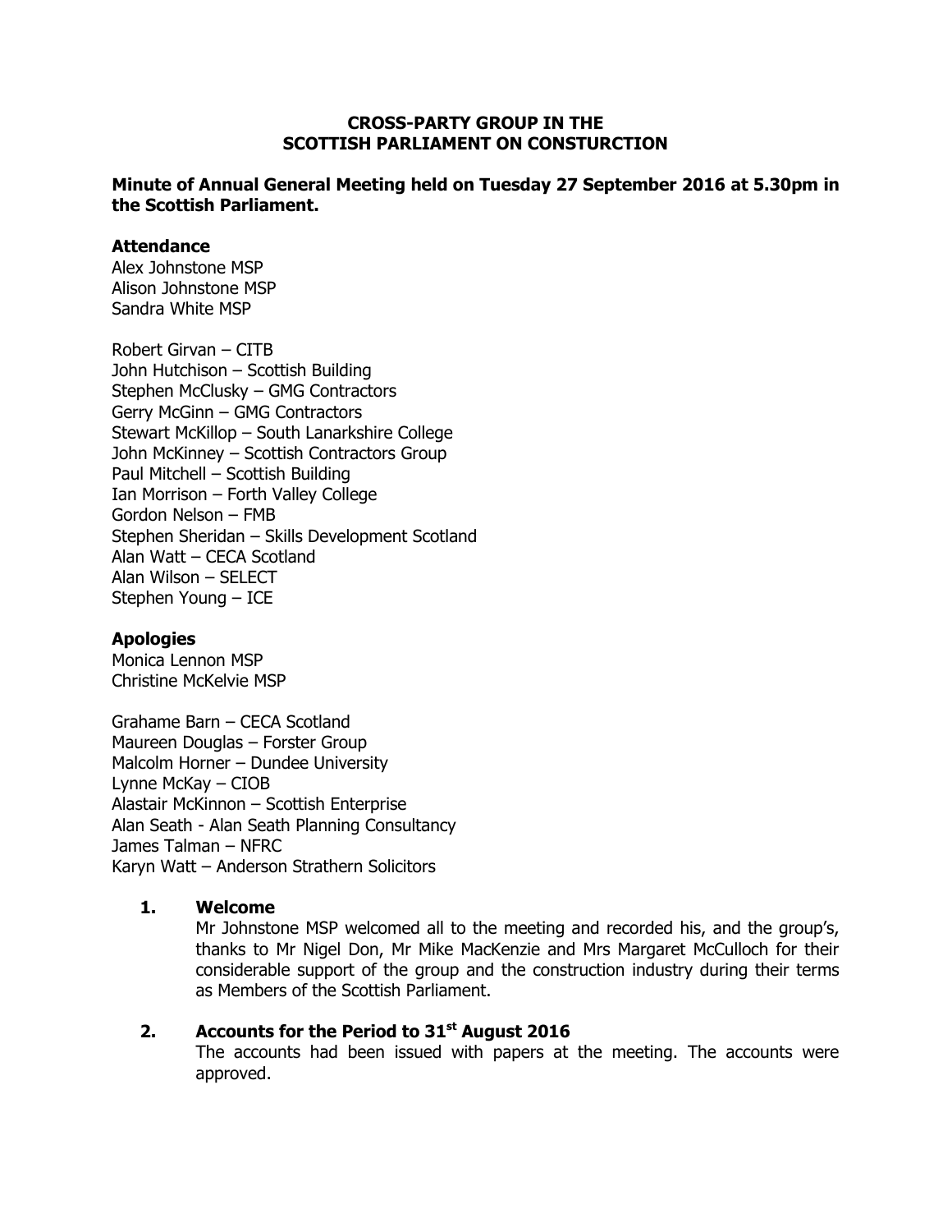# CROSS-PARTY GROUP IN THE SCOTTISH PARLIAMENT ON CONSTURCTION

**Minute of Annual General Meeting held on Tuesday 27 September 2016 at 5.30pm in the Scottish Parliament.**

**Attendance**

Alex Johnstone MSP
Alison Johnstone MSP
Sandra White MSP

Robert Girvan – CITB
John Hutchison – Scottish Building
Stephen McClusky – GMG Contractors
Gerry McGinn – GMG Contractors
Stewart McKillop – South Lanarkshire College
John McKinney – Scottish Contractors Group
Paul Mitchell – Scottish Building
Ian Morrison – Forth Valley College
Gordon Nelson – FMB
Stephen Sheridan – Skills Development Scotland
Alan Watt – CECA Scotland
Alan Wilson – SELECT
Stephen Young – ICE

**Apologies**

Monica Lennon MSP
Christine McKelvie MSP

Grahame Barn – CECA Scotland
Maureen Douglas – Forster Group
Malcolm Horner – Dundee University
Lynne McKay – CIOB
Alastair McKinnon – Scottish Enterprise
Alan Seath - Alan Seath Planning Consultancy
James Talman – NFRC
Karyn Watt – Anderson Strathern Solicitors

## 1. Welcome

Mr Johnstone MSP welcomed all to the meeting and recorded his, and the group's, thanks to Mr Nigel Don, Mr Mike MacKenzie and Mrs Margaret McCulloch for their considerable support of the group and the construction industry during their terms as Members of the Scottish Parliament.

## 2. Accounts for the Period to 31st August 2016

The accounts had been issued with papers at the meeting. The accounts were approved.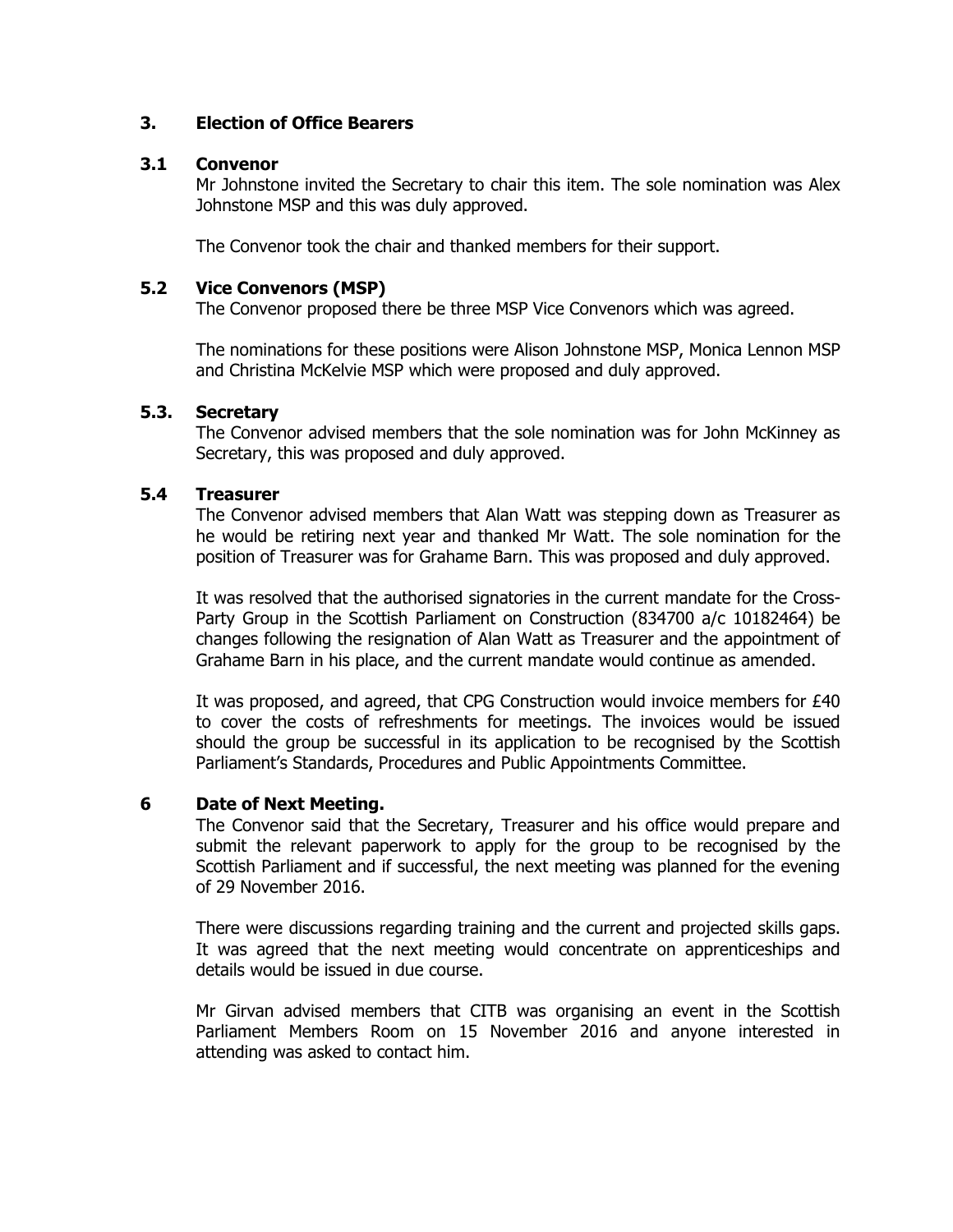## 3. Election of Office Bearers

### 3.1 Convenor

Mr Johnstone invited the Secretary to chair this item. The sole nomination was Alex Johnstone MSP and this was duly approved.

The Convenor took the chair and thanked members for their support.

### 5.2 Vice Convenors (MSP)

The Convenor proposed there be three MSP Vice Convenors which was agreed.

The nominations for these positions were Alison Johnstone MSP, Monica Lennon MSP and Christina McKelvie MSP which were proposed and duly approved.

### 5.3. Secretary

The Convenor advised members that the sole nomination was for John McKinney as Secretary, this was proposed and duly approved.

### 5.4 Treasurer

The Convenor advised members that Alan Watt was stepping down as Treasurer as he would be retiring next year and thanked Mr Watt. The sole nomination for the position of Treasurer was for Grahame Barn. This was proposed and duly approved.

It was resolved that the authorised signatories in the current mandate for the Cross-Party Group in the Scottish Parliament on Construction (834700 a/c 10182464) be changes following the resignation of Alan Watt as Treasurer and the appointment of Grahame Barn in his place, and the current mandate would continue as amended.

It was proposed, and agreed, that CPG Construction would invoice members for £40 to cover the costs of refreshments for meetings. The invoices would be issued should the group be successful in its application to be recognised by the Scottish Parliament's Standards, Procedures and Public Appointments Committee.

## 6 Date of Next Meeting.

The Convenor said that the Secretary, Treasurer and his office would prepare and submit the relevant paperwork to apply for the group to be recognised by the Scottish Parliament and if successful, the next meeting was planned for the evening of 29 November 2016.

There were discussions regarding training and the current and projected skills gaps. It was agreed that the next meeting would concentrate on apprenticeships and details would be issued in due course.

Mr Girvan advised members that CITB was organising an event in the Scottish Parliament Members Room on 15 November 2016 and anyone interested in attending was asked to contact him.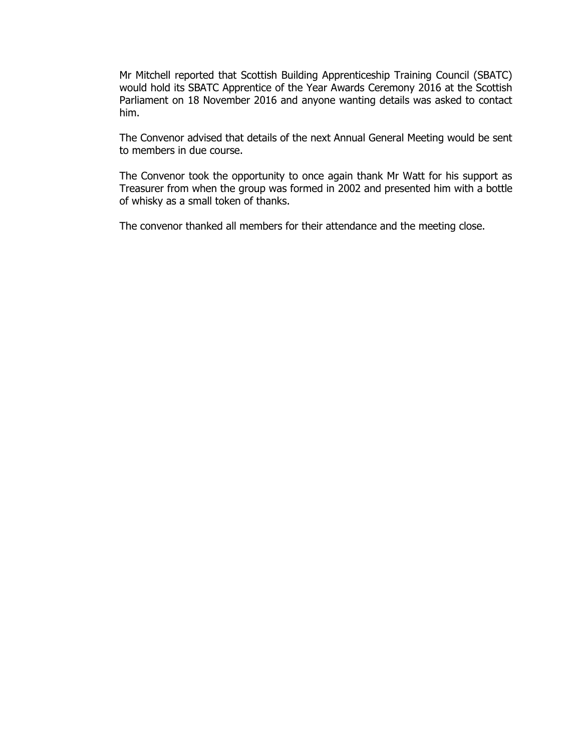Mr Mitchell reported that Scottish Building Apprenticeship Training Council (SBATC) would hold its SBATC Apprentice of the Year Awards Ceremony 2016 at the Scottish Parliament on 18 November 2016 and anyone wanting details was asked to contact him.

The Convenor advised that details of the next Annual General Meeting would be sent to members in due course.

The Convenor took the opportunity to once again thank Mr Watt for his support as Treasurer from when the group was formed in 2002 and presented him with a bottle of whisky as a small token of thanks.

The convenor thanked all members for their attendance and the meeting close.